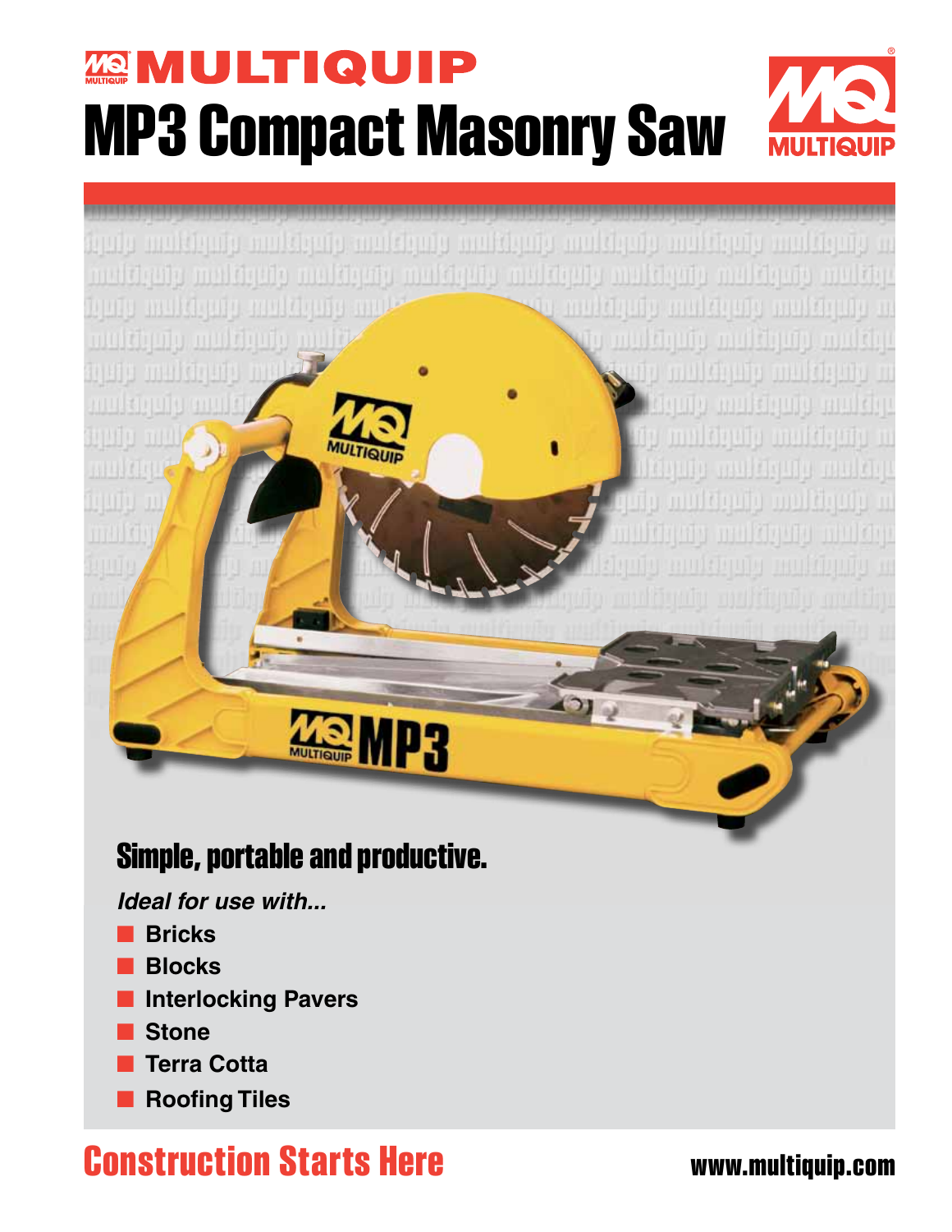# MULTIQUIP

# MP3 Compact Masonry Saw

## Simple, portable and productive.

*Ideal for use with...*

- **Bricks**
- **Blocks**
- **Interlocking Pavers**
- **Stone**
- **Terra Cotta**
- **Roofing Tiles**

**Construction Starts Here**

**www.multiquip.com**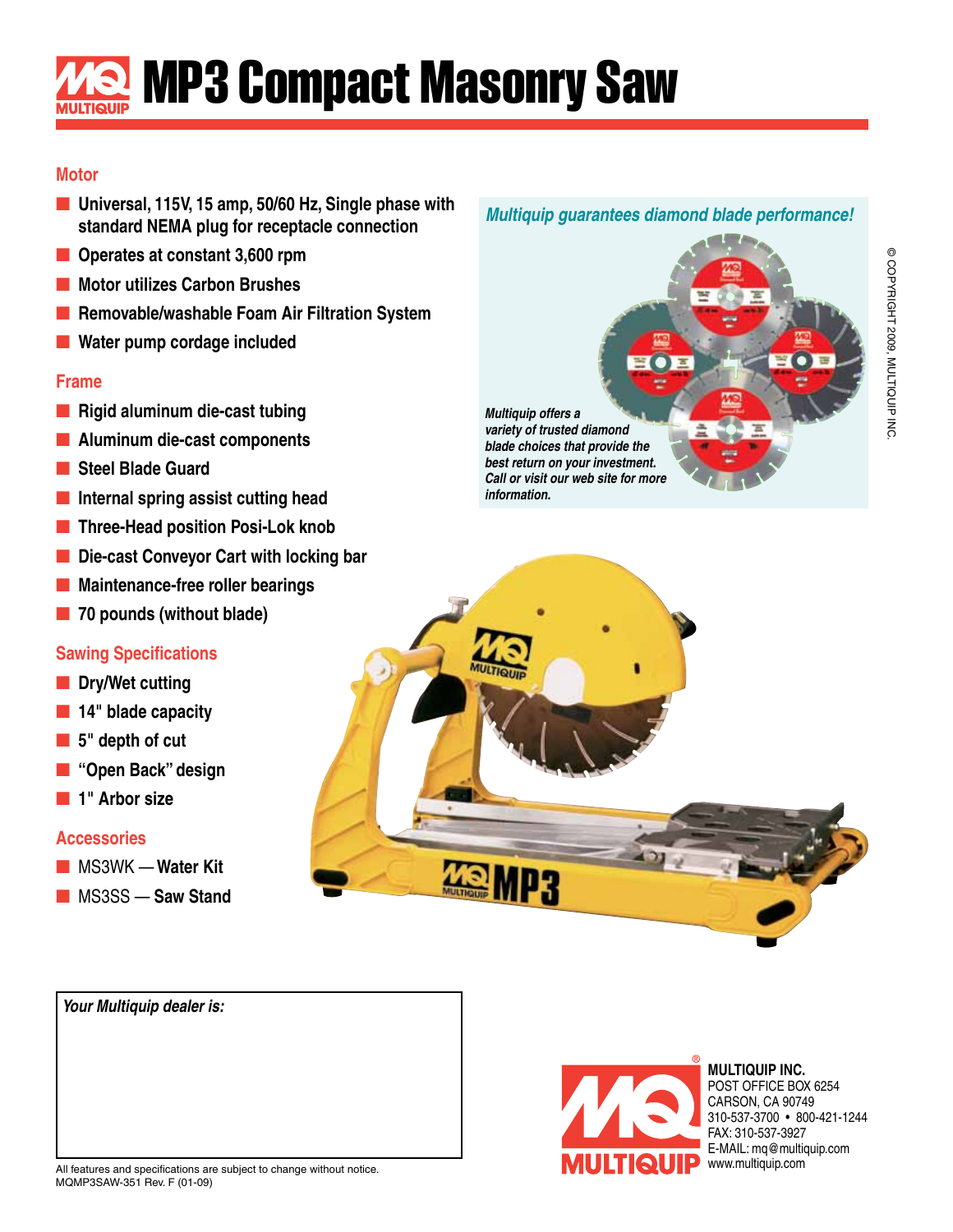# MP3 Compact Masonry Saw

## Motor

- Universal, 115V, 15 amp, 50/60 Hz, Single phase with standard NEMA plug for receptacle connection
- Operates at constant 3,600 rpm
- Motor utilizes Carbon Brushes
- Removable/washable Foam Air Filtration System
- Water pump cordage included

## Frame

- Rigid aluminum die-cast tubing
- Aluminum die-cast components
- Steel Blade Guard
- Internal spring assist cutting head
- Three-Head position Posi-Lok knob
- Die-cast Conveyor Cart with locking bar
- Maintenance-free roller bearings
- 70 pounds (without blade)

## Sawing Specifications

- Dry/Wet cutting
- 14" blade capacity
- 5" depth of cut
- "Open Back" design
- 1" Arbor size

## Accessories

- MS3WK — Water Kit
- MS3SS — Saw Stand

*Multiquip guarantees diamond blade performance!*

*Multiquip offers a variety of trusted diamond blade choices that provide the best return on your investment. Call or visit our web site for more information.*

© COPYRIGHT 2009, MULTIQUIP INC.

*Your Multiquip dealer is:*

All features and specifications are subject to change without notice.
MQMP3SAW-351 Rev. F (01-09)

**MULTIQUIP INC.**
POST OFFICE BOX 6254
CARSON, CA 90749
310-537-3700 • 800-421-1244
FAX: 310-537-3927
E-MAIL: mq@multiquip.com
www.multiquip.com